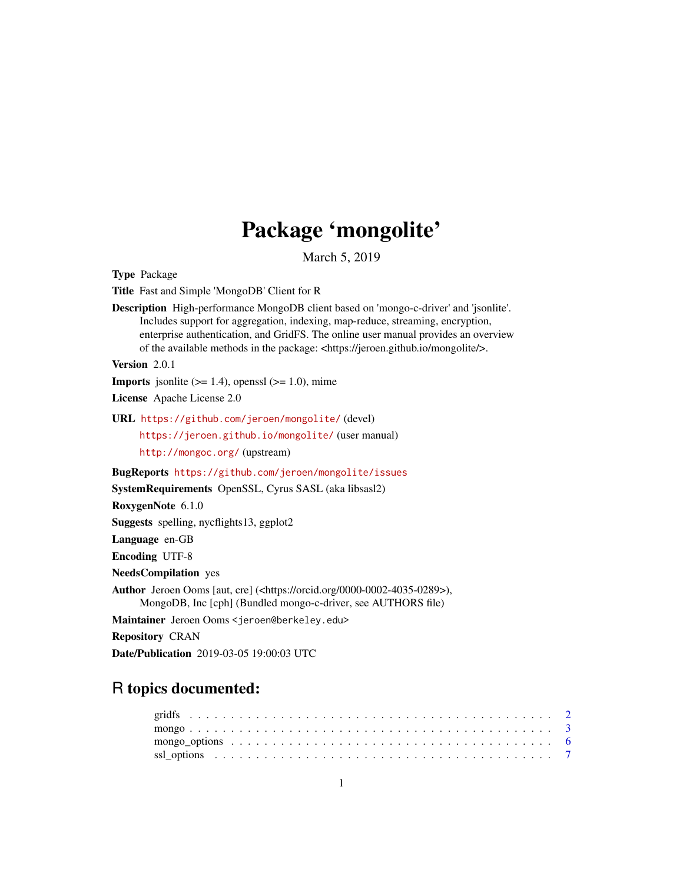# Package 'mongolite'

March 5, 2019

**Type** Package

**Title** Fast and Simple 'MongoDB' Client for R

**Description** High-performance MongoDB client based on 'mongo-c-driver' and 'jsonlite'. Includes support for aggregation, indexing, map-reduce, streaming, encryption, enterprise authentication, and GridFS. The online user manual provides an overview of the available methods in the package: <https://jeroen.github.io/mongolite/>.

**Version** 2.0.1

**Imports** jsonlite (>= 1.4), openssl (>= 1.0), mime

**License** Apache License 2.0

**URL** https://github.com/jeroen/mongolite/ (devel)
https://jeroen.github.io/mongolite/ (user manual)
http://mongoc.org/ (upstream)

**BugReports** https://github.com/jeroen/mongolite/issues

**SystemRequirements** OpenSSL, Cyrus SASL (aka libsasl2)

**RoxygenNote** 6.1.0

**Suggests** spelling, nycflights13, ggplot2

**Language** en-GB

**Encoding** UTF-8

**NeedsCompilation** yes

**Author** Jeroen Ooms [aut, cre] (<https://orcid.org/0000-0002-4035-0289>), MongoDB, Inc [cph] (Bundled mongo-c-driver, see AUTHORS file)

**Maintainer** Jeroen Ooms <jeroen@berkeley.edu>

**Repository** CRAN

**Date/Publication** 2019-03-05 19:00:03 UTC

## R topics documented:

gridfs . . . . . . . . . . . . . . . . . . . . . . . . . . . . . . . . . . . . . . . . . . 2
mongo . . . . . . . . . . . . . . . . . . . . . . . . . . . . . . . . . . . . . . . . . . 3
mongo_options . . . . . . . . . . . . . . . . . . . . . . . . . . . . . . . . . . . . . 6
ssl_options . . . . . . . . . . . . . . . . . . . . . . . . . . . . . . . . . . . . . . . 7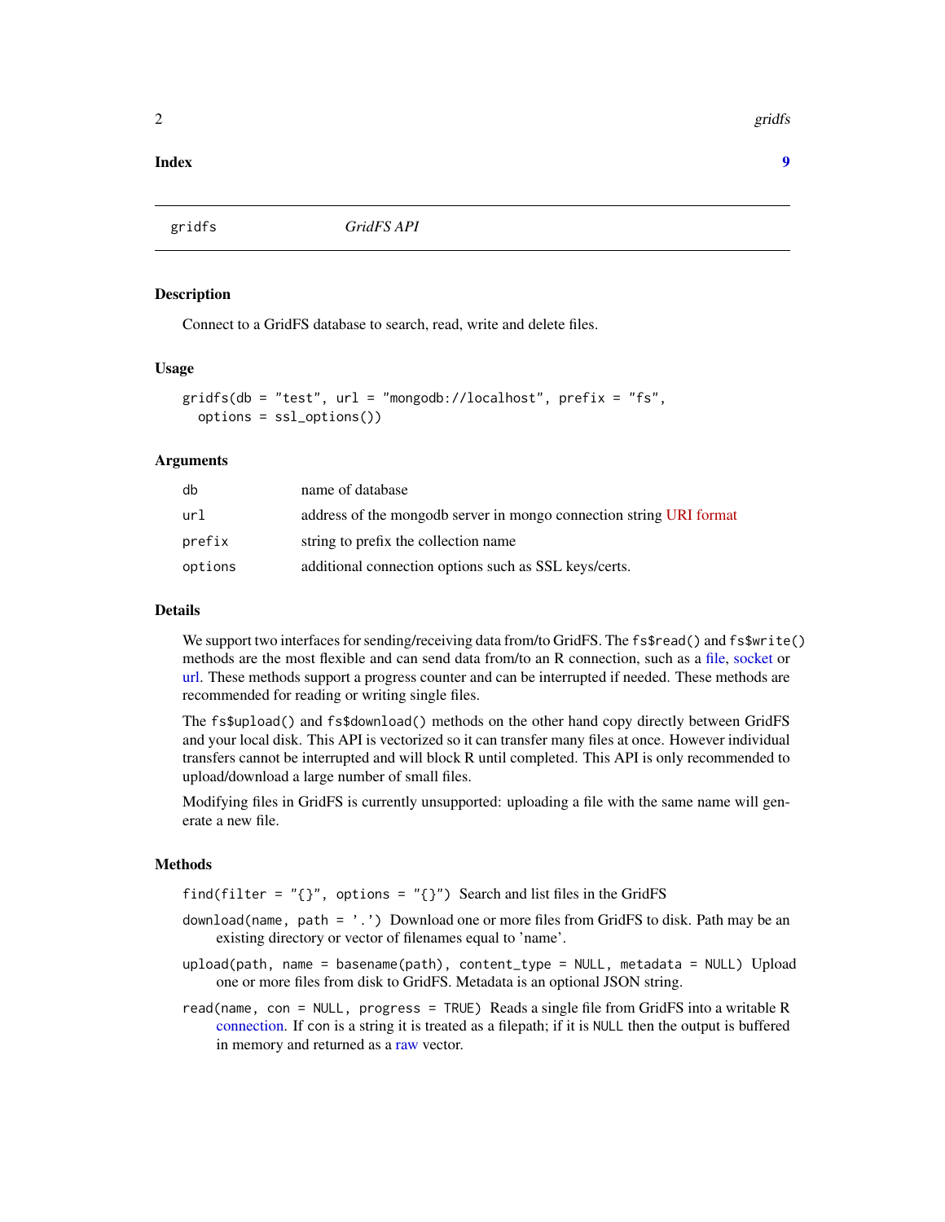**Index** **9**

---

gridfs *GridFS API*

---

### Description

Connect to a GridFS database to search, read, write and delete files.

### Usage

```
gridfs(db = "test", url = "mongodb://localhost", prefix = "fs",
  options = ssl_options())
```

### Arguments

| | |
|---|---|
| db | name of database |
| url | address of the mongodb server in mongo connection string URI format |
| prefix | string to prefix the collection name |
| options | additional connection options such as SSL keys/certs. |

### Details

We support two interfaces for sending/receiving data from/to GridFS. The `fs$read()` and `fs$write()` methods are the most flexible and can send data from/to an R connection, such as a file, socket or url. These methods support a progress counter and can be interrupted if needed. These methods are recommended for reading or writing single files.

The `fs$upload()` and `fs$download()` methods on the other hand copy directly between GridFS and your local disk. This API is vectorized so it can transfer many files at once. However individual transfers cannot be interrupted and will block R until completed. This API is only recommended to upload/download a large number of small files.

Modifying files in GridFS is currently unsupported: uploading a file with the same name will generate a new file.

### Methods

`find(filter = "{}", options = "{}")` Search and list files in the GridFS

`download(name, path = '.')` Download one or more files from GridFS to disk. Path may be an existing directory or vector of filenames equal to 'name'.

`upload(path, name = basename(path), content_type = NULL, metadata = NULL)` Upload one or more files from disk to GridFS. Metadata is an optional JSON string.

`read(name, con = NULL, progress = TRUE)` Reads a single file from GridFS into a writable R connection. If con is a string it is treated as a filepath; if it is `NULL` then the output is buffered in memory and returned as a raw vector.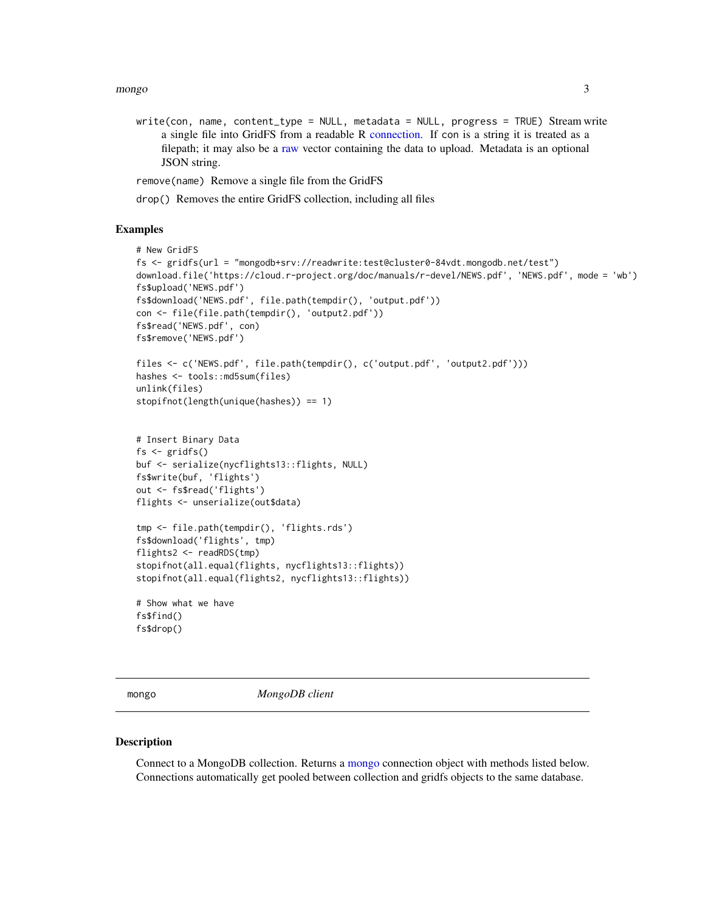`write(con, name, content_type = NULL, metadata = NULL, progress = TRUE)` Stream write a single file into GridFS from a readable R connection. If con is a string it is treated as a filepath; it may also be a raw vector containing the data to upload. Metadata is an optional JSON string.

`remove(name)` Remove a single file from the GridFS

`drop()` Removes the entire GridFS collection, including all files

### Examples

```
# New GridFS
fs <- gridfs(url = "mongodb+srv://readwrite:test@cluster0-84vdt.mongodb.net/test")
download.file('https://cloud.r-project.org/doc/manuals/r-devel/NEWS.pdf', 'NEWS.pdf', mode = 'wb')
fs$upload('NEWS.pdf')
fs$download('NEWS.pdf', file.path(tempdir(), 'output.pdf'))
con <- file(file.path(tempdir(), 'output2.pdf'))
fs$read('NEWS.pdf', con)
fs$remove('NEWS.pdf')

files <- c('NEWS.pdf', file.path(tempdir(), c('output.pdf', 'output2.pdf')))
hashes <- tools::md5sum(files)
unlink(files)
stopifnot(length(unique(hashes)) == 1)


# Insert Binary Data
fs <- gridfs()
buf <- serialize(nycflights13::flights, NULL)
fs$write(buf, 'flights')
out <- fs$read('flights')
flights <- unserialize(out$data)

tmp <- file.path(tempdir(), 'flights.rds')
fs$download('flights', tmp)
flights2 <- readRDS(tmp)
stopifnot(all.equal(flights, nycflights13::flights))
stopifnot(all.equal(flights2, nycflights13::flights))

# Show what we have
fs$find()
fs$drop()
```

---

## mongo *MongoDB client*

---

### Description

Connect to a MongoDB collection. Returns a mongo connection object with methods listed below. Connections automatically get pooled between collection and gridfs objects to the same database.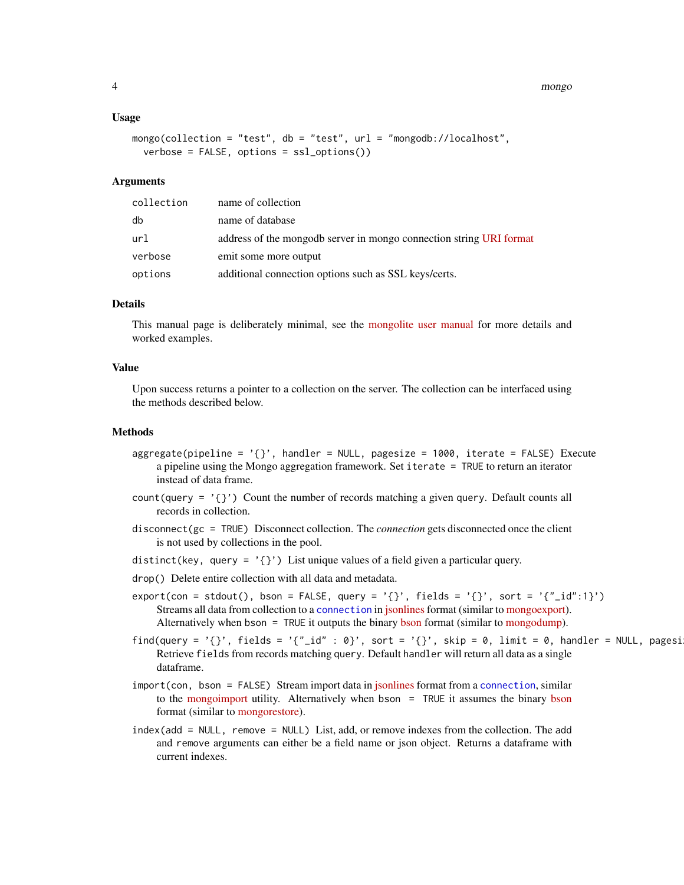### Usage

```
mongo(collection = "test", db = "test", url = "mongodb://localhost",
  verbose = FALSE, options = ssl_options())
```

### Arguments

| | |
|---|---|
| `collection` | name of collection |
| `db` | name of database |
| `url` | address of the mongodb server in mongo connection string URI format |
| `verbose` | emit some more output |
| `options` | additional connection options such as SSL keys/certs. |

### Details

This manual page is deliberately minimal, see the mongolite user manual for more details and worked examples.

### Value

Upon success returns a pointer to a collection on the server. The collection can be interfaced using the methods described below.

### Methods

`aggregate(pipeline = '{}', handler = NULL, pagesize = 1000, iterate = FALSE)` Execute a pipeline using the Mongo aggregation framework. Set `iterate = TRUE` to return an iterator instead of data frame.

`count(query = '{}')` Count the number of records matching a given `query`. Default counts all records in collection.

`disconnect(gc = TRUE)` Disconnect collection. The *connection* gets disconnected once the client is not used by collections in the pool.

`distinct(key, query = '{}')` List unique values of a field given a particular query.

`drop()` Delete entire collection with all data and metadata.

`export(con = stdout(), bson = FALSE, query = '{}', fields = '{}', sort = '{"_id":1}')` Streams all data from collection to a `connection` in jsonlines format (similar to mongoexport). Alternatively when `bson = TRUE` it outputs the binary bson format (similar to mongodump).

`find(query = '{}', fields = '{"_id" : 0}', sort = '{}', skip = 0, limit = 0, handler = NULL, pagesi` Retrieve `fields` from records matching `query`. Default `handler` will return all data as a single dataframe.

`import(con, bson = FALSE)` Stream import data in jsonlines format from a `connection`, similar to the mongoimport utility. Alternatively when `bson = TRUE` it assumes the binary bson format (similar to mongorestore).

`index(add = NULL, remove = NULL)` List, add, or remove indexes from the collection. The `add` and `remove` arguments can either be a field name or json object. Returns a dataframe with current indexes.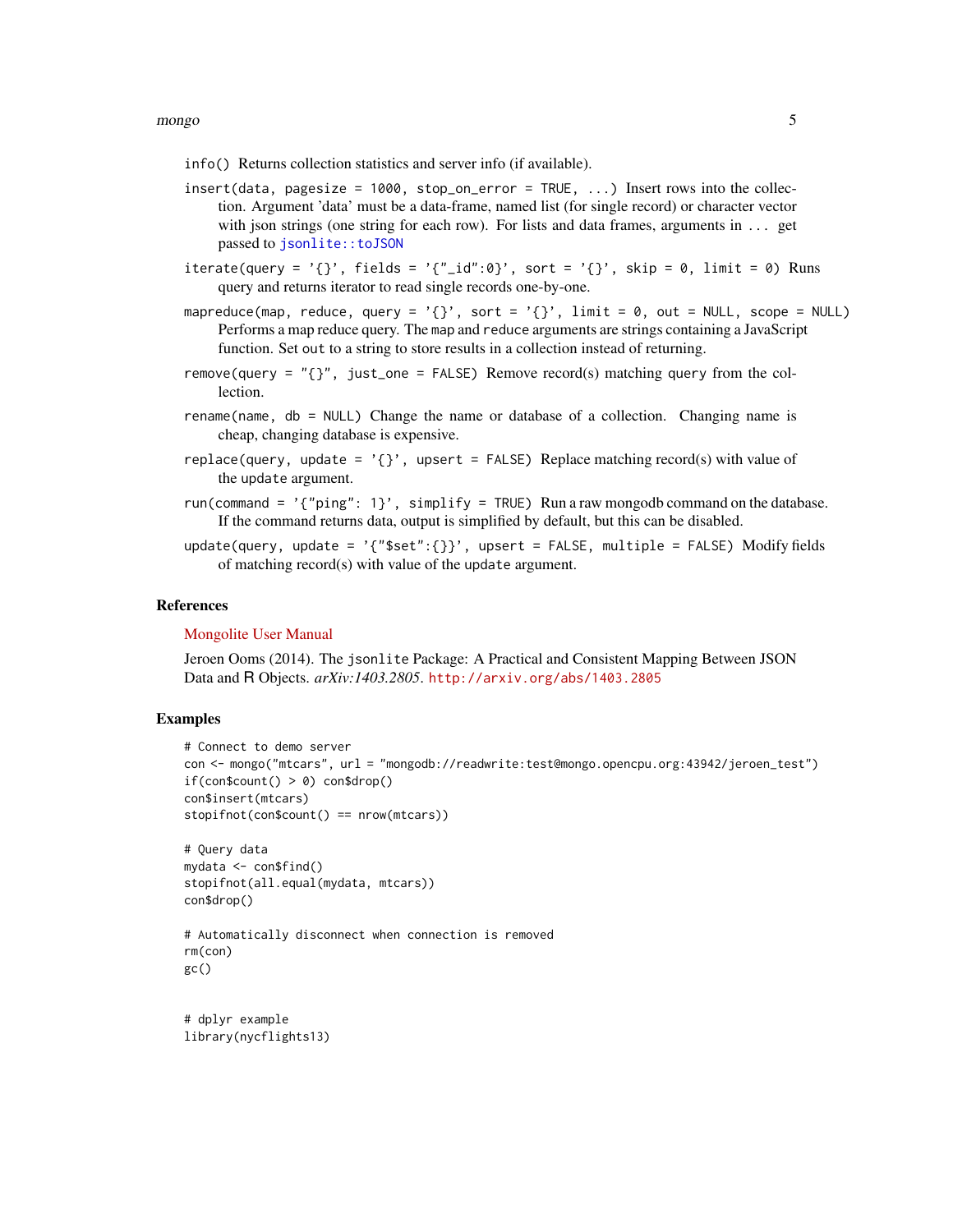`info()` Returns collection statistics and server info (if available).

`insert(data, pagesize = 1000, stop_on_error = TRUE, ...)` Insert rows into the collection. Argument 'data' must be a data-frame, named list (for single record) or character vector with json strings (one string for each row). For lists and data frames, arguments in `...` get passed to `jsonlite::toJSON`

`iterate(query = '{}', fields = '{"_id":0}', sort = '{}', skip = 0, limit = 0)` Runs query and returns iterator to read single records one-by-one.

`mapreduce(map, reduce, query = '{}', sort = '{}', limit = 0, out = NULL, scope = NULL)` Performs a map reduce query. The `map` and `reduce` arguments are strings containing a JavaScript function. Set `out` to a string to store results in a collection instead of returning.

`remove(query = "{}", just_one = FALSE)` Remove record(s) matching `query` from the collection.

`rename(name, db = NULL)` Change the name or database of a collection. Changing name is cheap, changing database is expensive.

`replace(query, update = '{}', upsert = FALSE)` Replace matching record(s) with value of the `update` argument.

`run(command = '{"ping": 1}', simplify = TRUE)` Run a raw mongodb command on the database. If the command returns data, output is simplified by default, but this can be disabled.

`update(query, update = '{"$set":{}}', upsert = FALSE, multiple = FALSE)` Modify fields of matching record(s) with value of the `update` argument.

## References

Mongolite User Manual

Jeroen Ooms (2014). The `jsonlite` Package: A Practical and Consistent Mapping Between JSON Data and R Objects. *arXiv:1403.2805*. http://arxiv.org/abs/1403.2805

## Examples

```
# Connect to demo server
con <- mongo("mtcars", url = "mongodb://readwrite:test@mongo.opencpu.org:43942/jeroen_test")
if(con$count() > 0) con$drop()
con$insert(mtcars)
stopifnot(con$count() == nrow(mtcars))

# Query data
mydata <- con$find()
stopifnot(all.equal(mydata, mtcars))
con$drop()

# Automatically disconnect when connection is removed
rm(con)
gc()


# dplyr example
library(nycflights13)
```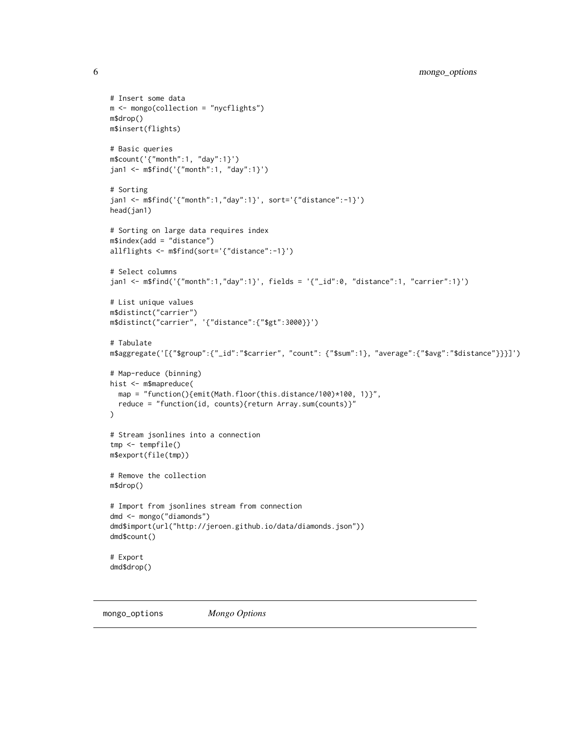```
# Insert some data
m <- mongo(collection = "nycflights")
m$drop()
m$insert(flights)

# Basic queries
m$count('{"month":1, "day":1}')
jan1 <- m$find('{"month":1, "day":1}')

# Sorting
jan1 <- m$find('{"month":1,"day":1}', sort='{"distance":-1}')
head(jan1)

# Sorting on large data requires index
m$index(add = "distance")
allflights <- m$find(sort='{"distance":-1}')

# Select columns
jan1 <- m$find('{"month":1,"day":1}', fields = '{"_id":0, "distance":1, "carrier":1}')

# List unique values
m$distinct("carrier")
m$distinct("carrier", '{"distance":{"$gt":3000}}')

# Tabulate
m$aggregate('[{"$group":{"_id":"$carrier", "count": {"$sum":1}, "average":{"$avg":"$distance"}}}]')

# Map-reduce (binning)
hist <- m$mapreduce(
  map = "function(){emit(Math.floor(this.distance/100)*100, 1)}",
  reduce = "function(id, counts){return Array.sum(counts)}"
)

# Stream jsonlines into a connection
tmp <- tempfile()
m$export(file(tmp))

# Remove the collection
m$drop()

# Import from jsonlines stream from connection
dmd <- mongo("diamonds")
dmd$import(url("http://jeroen.github.io/data/diamonds.json"))
dmd$count()

# Export
dmd$drop()
```

---

## mongo_options &nbsp;&nbsp;&nbsp; *Mongo Options*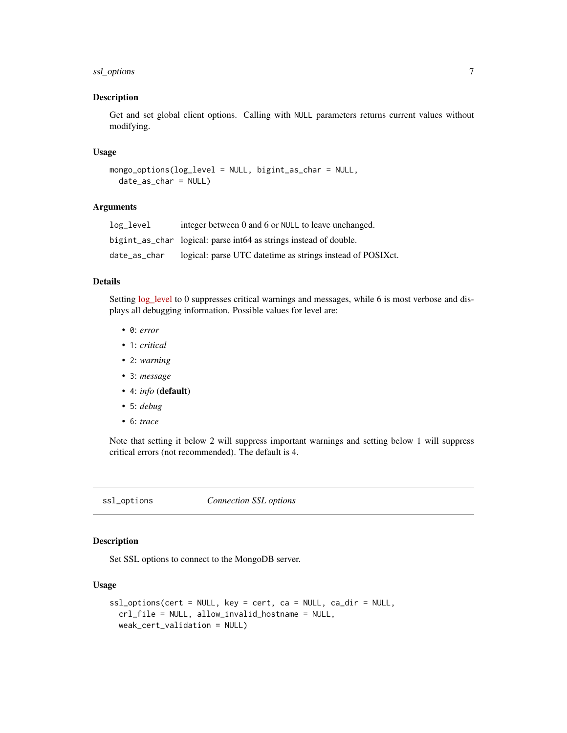## Description

Get and set global client options. Calling with `NULL` parameters returns current values without modifying.

## Usage

```
mongo_options(log_level = NULL, bigint_as_char = NULL,
  date_as_char = NULL)
```

## Arguments

| | |
|---|---|
| `log_level` | integer between 0 and 6 or `NULL` to leave unchanged. |
| `bigint_as_char` | logical: parse int64 as strings instead of double. |
| `date_as_char` | logical: parse UTC datetime as strings instead of POSIXct. |

## Details

Setting log_level to 0 suppresses critical warnings and messages, while 6 is most verbose and displays all debugging information. Possible values for level are:

- `0`: *error*
- `1`: *critical*
- `2`: *warning*
- `3`: *message*
- `4`: *info* (**default**)
- `5`: *debug*
- `6`: *trace*

Note that setting it below 2 will suppress important warnings and setting below 1 will suppress critical errors (not recommended). The default is 4.

---

# `ssl_options` *Connection SSL options*

---

## Description

Set SSL options to connect to the MongoDB server.

## Usage

```
ssl_options(cert = NULL, key = cert, ca = NULL, ca_dir = NULL,
  crl_file = NULL, allow_invalid_hostname = NULL,
  weak_cert_validation = NULL)
```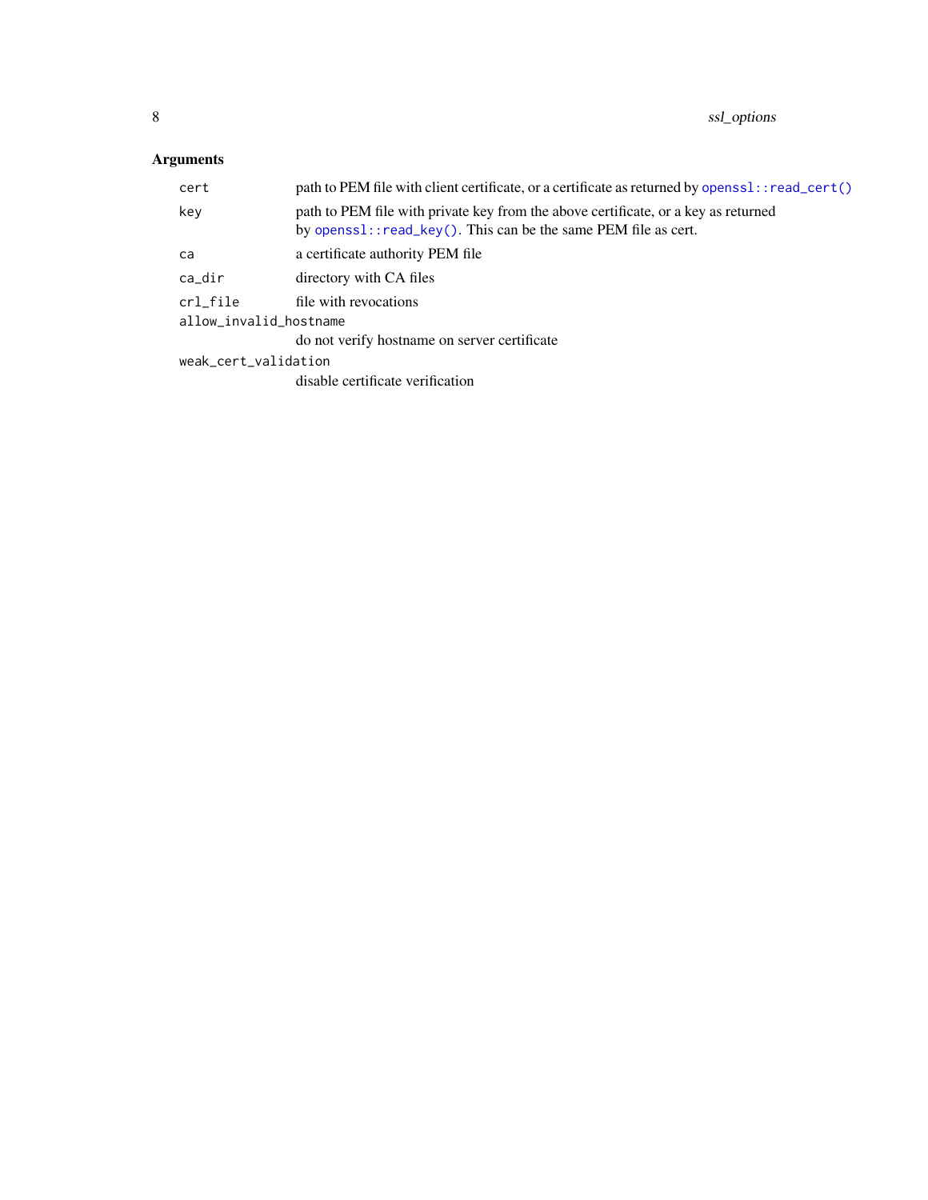### Arguments

| Argument | Description |
| --- | --- |
| `cert` | path to PEM file with client certificate, or a certificate as returned by `openssl::read_cert()` |
| `key` | path to PEM file with private key from the above certificate, or a key as returned by `openssl::read_key()`. This can be the same PEM file as cert. |
| `ca` | a certificate authority PEM file |
| `ca_dir` | directory with CA files |
| `crl_file` | file with revocations |
| `allow_invalid_hostname` | do not verify hostname on server certificate |
| `weak_cert_validation` | disable certificate verification |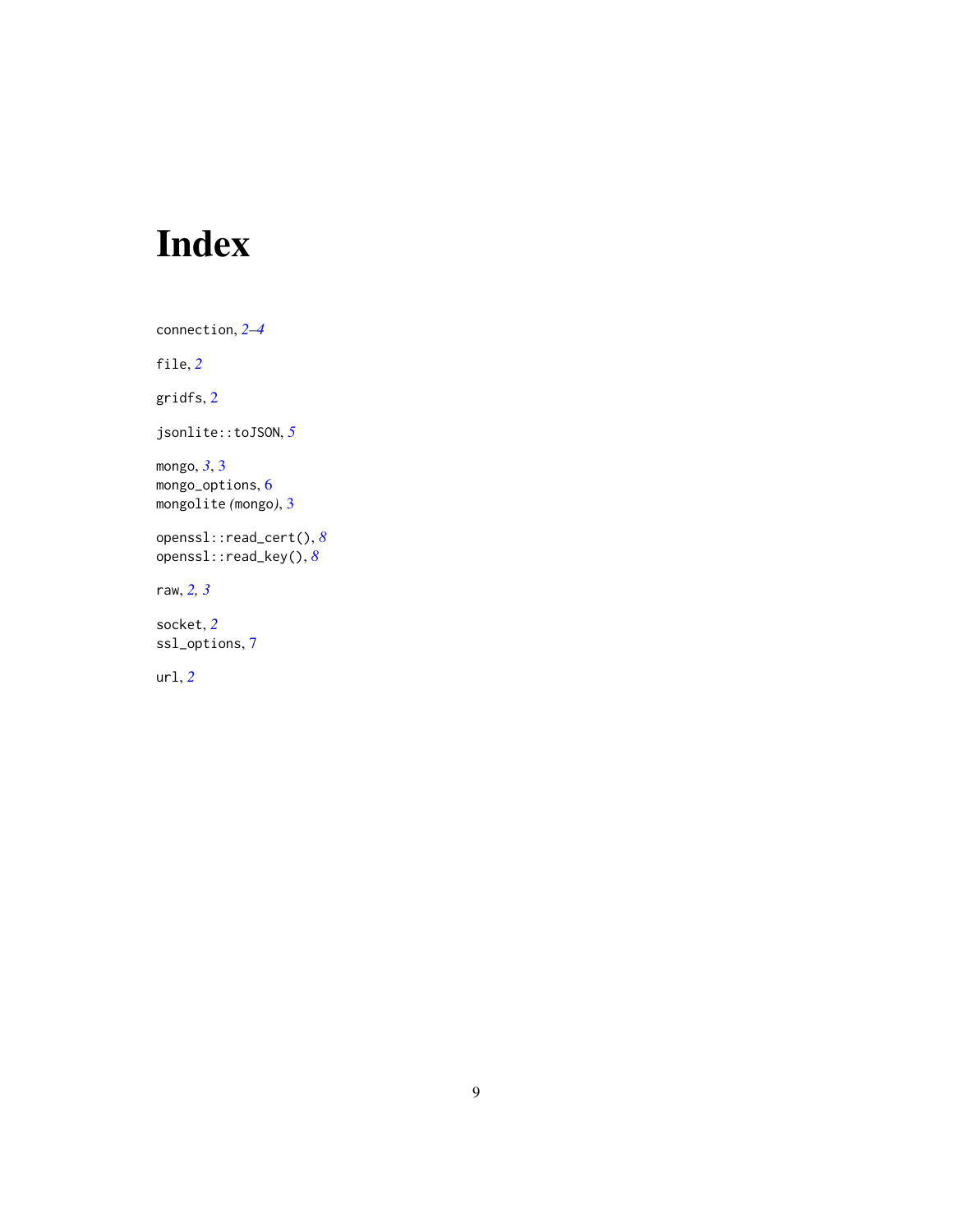# Index

connection, *2–4*

file, *2*

gridfs, 2

jsonlite::toJSON, *5*

mongo, *3*, 3
mongo_options, 6
mongolite *(*mongo*)*, 3

openssl::read_cert(), *8*
openssl::read_key(), *8*

raw, *2, 3*

socket, *2*
ssl_options, 7

url, *2*